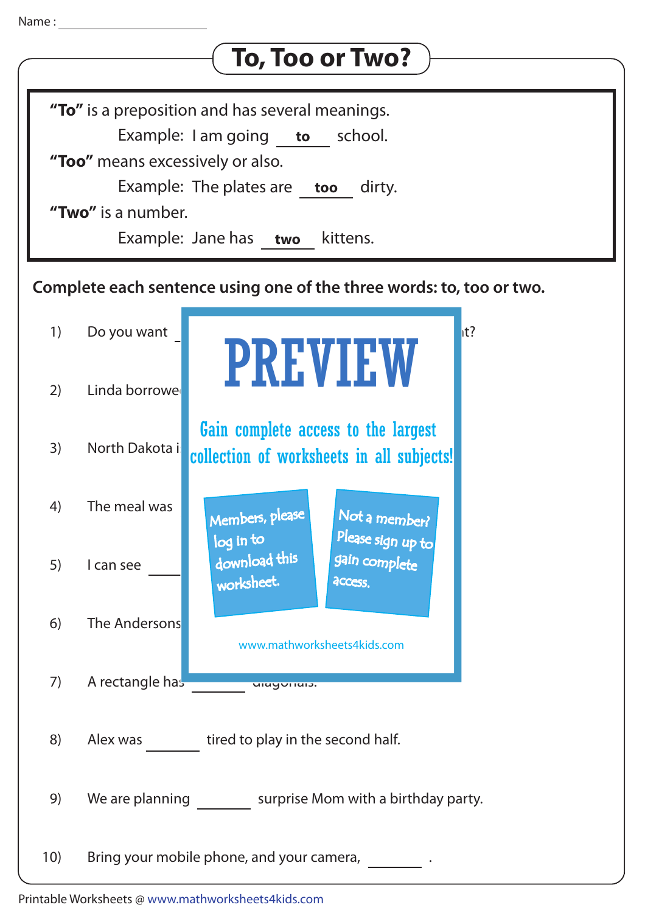Name : ____________________

# To, Too or Two?

**"To"** is a preposition and has several meanings.

Example: I am going __**to**__ school.

**"Too"** means excessively or also.

Example: The plates are __**too**__ dirty.

**"Two"** is a number.

Example: Jane has __**two**__ kittens.

**Complete each sentence using one of the three words: to, too or two.**

1) Do you want _______ ... it?

2) Linda borrowe...

3) North Dakota i...

4) The meal was ...

5) I can see _______ ...

6) The Andersons ...

7) A rectangle has _______ diagonals.

8) Alex was _______ tired to play in the second half.

9) We are planning _______ surprise Mom with a birthday party.

10) Bring your mobile phone, and your camera, _______ .

PREVIEW

Gain complete access to the largest collection of worksheets in all subjects!

Members, please log in to download this worksheet.

Not a member? Please sign up to gain complete access.

www.mathworksheets4kids.com

Printable Worksheets @ www.mathworksheets4kids.com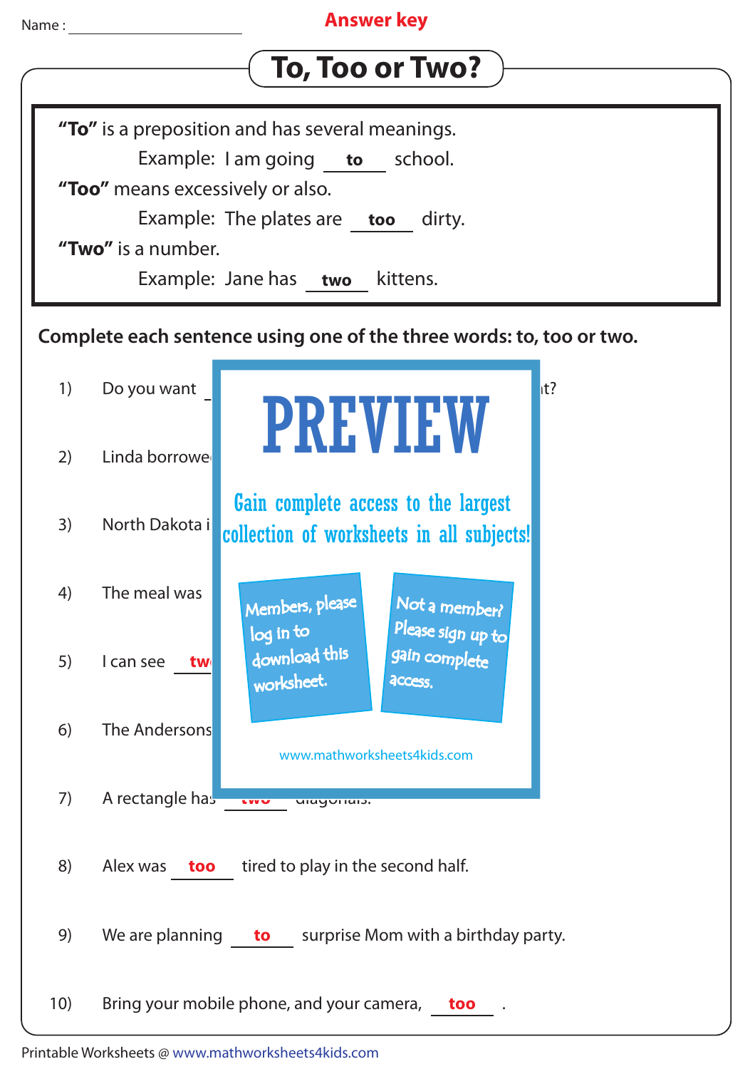Name : ____________________

**Answer key**

# To, Too or Two?

**"To"** is a preposition and has several meanings.

Example: I am going **to** school.

**"Too"** means excessively or also.

Example: The plates are **too** dirty.

**"Two"** is a number.

Example: Jane has **two** kittens.

**Complete each sentence using one of the three words: to, too or two.**

1) Do you want _______ ...t?

2) Linda borrowe...

3) North Dakota i...

4) The meal was ...

5) I can see **tw**...

6) The Andersons ...

7) A rectangle has **two** diagonals.

8) Alex was **too** tired to play in the second half.

9) We are planning **to** surprise Mom with a birthday party.

10) Bring your mobile phone, and your camera, **too** .

PREVIEW

Gain complete access to the largest collection of worksheets in all subjects!

Members, please log in to download this worksheet.

Not a member? Please sign up to gain complete access.

www.mathworksheets4kids.com

Printable Worksheets @ www.mathworksheets4kids.com